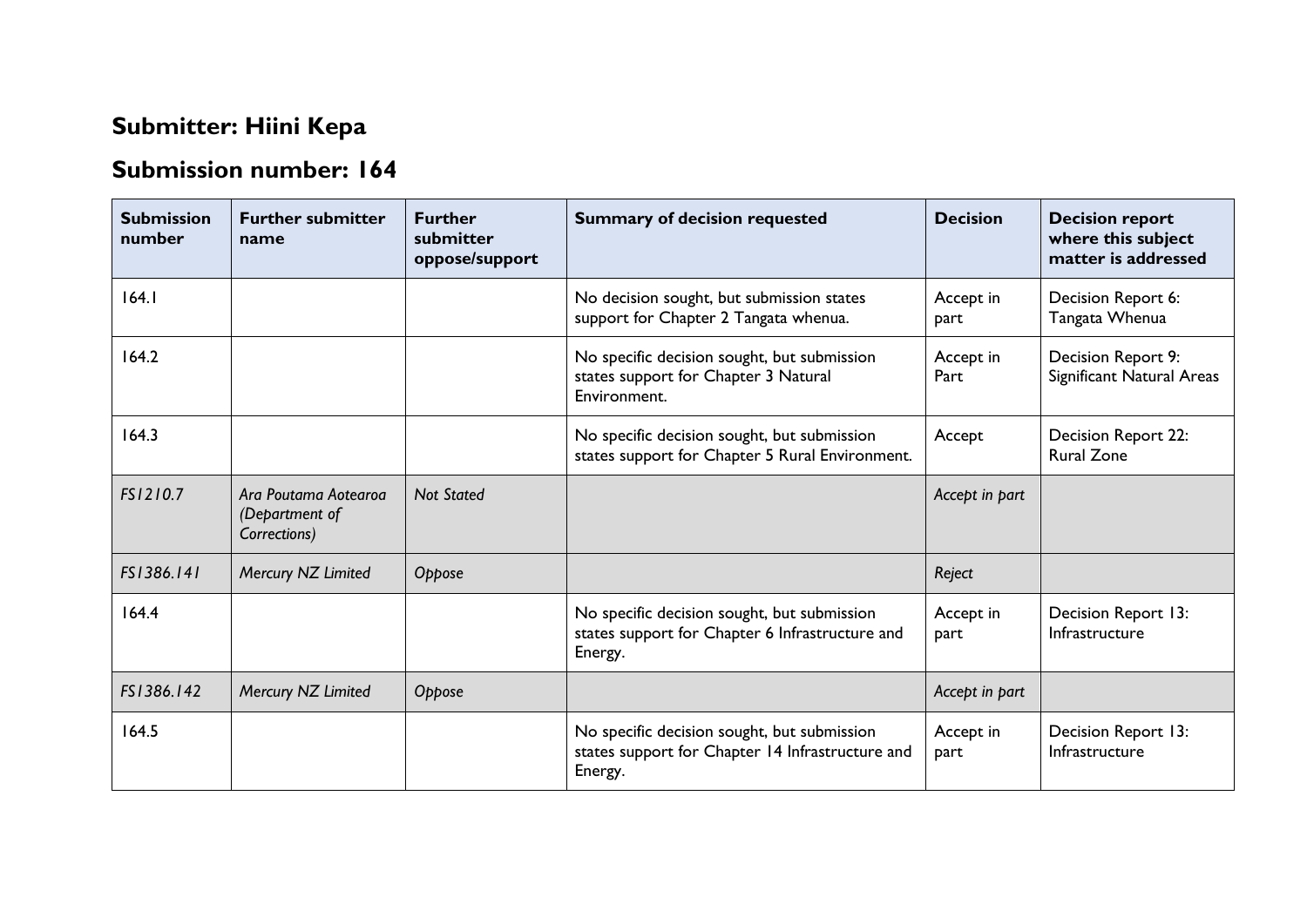## Submitter: Hiini Kepa

## Submission number: 164

| Submission number | Further submitter name | Further submitter oppose/support | Summary of decision requested | Decision | Decision report where this subject matter is addressed |
|---|---|---|---|---|---|
| 164.1 | | | No decision sought, but submission states support for Chapter 2 Tangata whenua. | Accept in part | Decision Report 6: Tangata Whenua |
| 164.2 | | | No specific decision sought, but submission states support for Chapter 3 Natural Environment. | Accept in Part | Decision Report 9: Significant Natural Areas |
| 164.3 | | | No specific decision sought, but submission states support for Chapter 5 Rural Environment. | Accept | Decision Report 22: Rural Zone |
| *FS1210.7* | *Ara Poutama Aotearoa (Department of Corrections)* | *Not Stated* | | *Accept in part* | |
| *FS1386.141* | *Mercury NZ Limited* | *Oppose* | | *Reject* | |
| 164.4 | | | No specific decision sought, but submission states support for Chapter 6 Infrastructure and Energy. | Accept in part | Decision Report 13: Infrastructure |
| *FS1386.142* | *Mercury NZ Limited* | *Oppose* | | *Accept in part* | |
| 164.5 | | | No specific decision sought, but submission states support for Chapter 14 Infrastructure and Energy. | Accept in part | Decision Report 13: Infrastructure |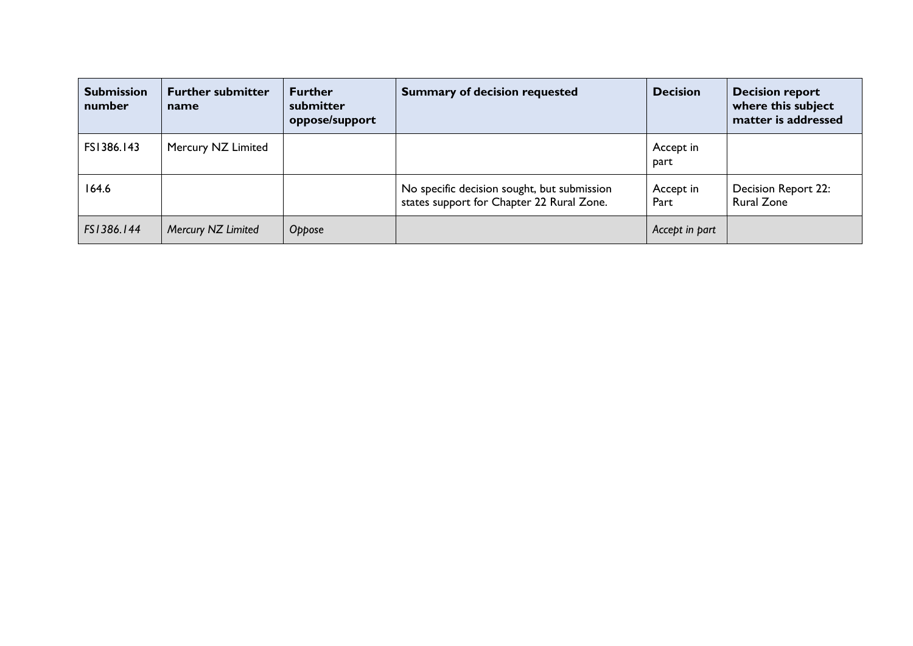| Submission number | Further submitter name | Further submitter oppose/support | Summary of decision requested | Decision | Decision report where this subject matter is addressed |
|---|---|---|---|---|---|
| FS1386.143 | Mercury NZ Limited | | | Accept in part | |
| 164.6 | | | No specific decision sought, but submission states support for Chapter 22 Rural Zone. | Accept in Part | Decision Report 22: Rural Zone |
| *FS1386.144* | *Mercury NZ Limited* | *Oppose* | | *Accept in part* | |